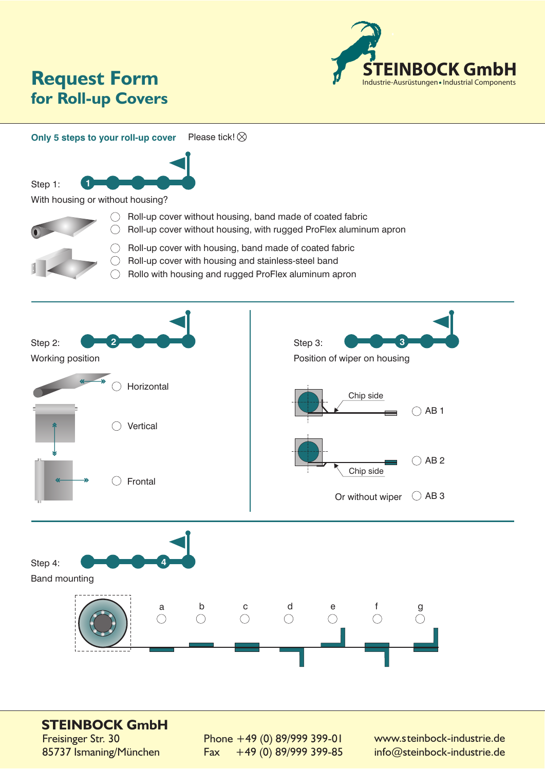# Request Form
## for Roll-up Covers

STEINBOCK GmbH
Industrie-Ausrüstungen • Industrial Components

**Only 5 steps to your roll-up cover** Please tick! ⊗

Step 1: 1

With housing or without housing?

- ◯ Roll-up cover without housing, band made of coated fabric
- ◯ Roll-up cover without housing, with rugged ProFlex aluminum apron
- ◯ Roll-up cover with housing, band made of coated fabric
- ◯ Roll-up cover with housing and stainless-steel band
- ◯ Rollo with housing and rugged ProFlex aluminum apron

Step 2: 2

Working position

- ◯ Horizontal
- ◯ Vertical
- ◯ Frontal

Step 3: 3

Position of wiper on housing

Chip side ◯ AB 1

Chip side ◯ AB 2

Or without wiper ◯ AB 3

Step 4: 4

Band mounting

a ◯ b ◯ c ◯ d ◯ e ◯ f ◯ g ◯

**STEINBOCK GmbH**
Freisinger Str. 30
85737 Ismaning/München

Phone +49 (0) 89/999 399-01
Fax +49 (0) 89/999 399-85

www.steinbock-industrie.de
info@steinbock-industrie.de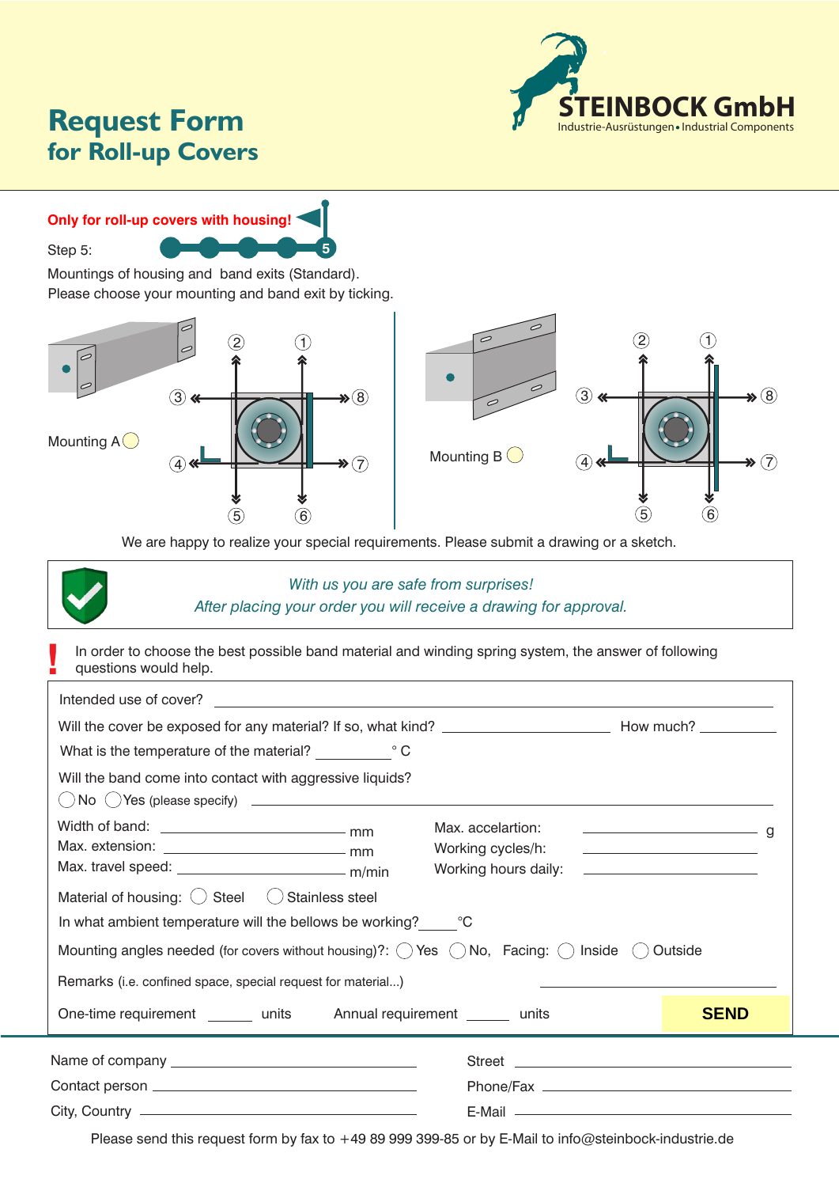# Request Form
## for Roll-up Covers

STEINBOCK GmbH
Industrie-Ausrüstungen • Industrial Components

**Only for roll-up covers with housing!**

Step 5:

Mountings of housing and band exits (Standard).
Please choose your mounting and band exit by ticking.

Mounting A ◯

① ② ③ ④ ⑤ ⑥ ⑦ ⑧

Mounting B ◯

① ② ③ ④ ⑤ ⑥ ⑦ ⑧

We are happy to realize your special requirements. Please submit a drawing or a sketch.

*With us you are safe from surprises!*
*After placing your order you will receive a drawing for approval.*

**!** In order to choose the best possible band material and winding spring system, the answer of following questions would help.

Intended use of cover? ____________________

Will the cover be exposed for any material? If so, what kind? ____________ How much? ________

What is the temperature of the material? ________ ° C

Will the band come into contact with aggressive liquids?
◯ No ◯ Yes (please specify) ____________________

Width of band: ____________ mm
Max. extension: ____________ mm
Max. travel speed: ____________ m/min

Max. accelartion: ____________ g
Working cycles/h: ____________
Working hours daily: ____________

Material of housing: ◯ Steel ◯ Stainless steel

In what ambient temperature will the bellows be working?_____°C

Mounting angles needed (for covers without housing)?: ◯ Yes ◯ No, Facing: ◯ Inside ◯ Outside

Remarks (i.e. confined space, special request for material...) ____________________

One-time requirement ______ units Annual requirement ______ units **SEND**

Name of company ____________________
Contact person ____________________
City, Country ____________________

Street ____________________
Phone/Fax ____________________
E-Mail ____________________

Please send this request form by fax to +49 89 999 399-85 or by E-Mail to info@steinbock-industrie.de